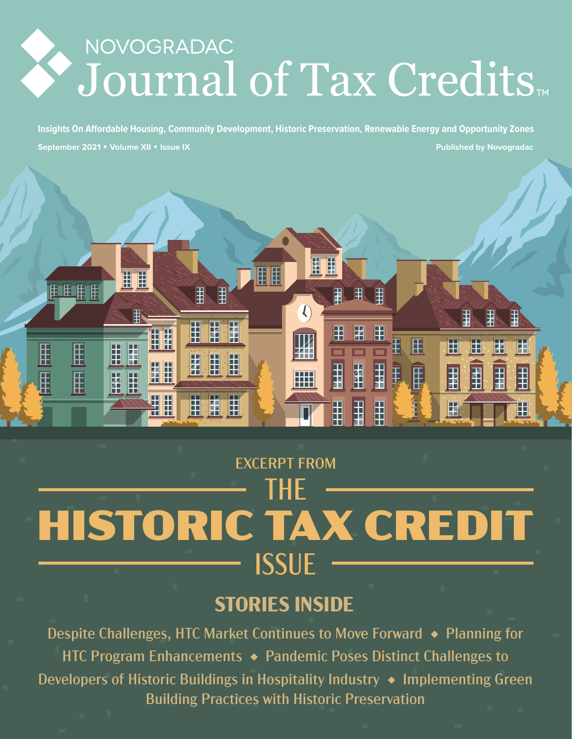# NOVOGRADAC Journal of Tax Credits™

**Insights On Affordable Housing, Community Development, Historic Preservation, Renewable Energy and Opportunity Zones**

**September 2021 • Volume XII • Issue IX**

**Published by Novogradac**

EXCERPT FROM

# THE HISTORIC TAX CREDIT ISSUE

## STORIES INSIDE

Despite Challenges, HTC Market Continues to Move Forward ◆ Planning for HTC Program Enhancements ◆ Pandemic Poses Distinct Challenges to Developers of Historic Buildings in Hospitality Industry ◆ Implementing Green Building Practices with Historic Preservation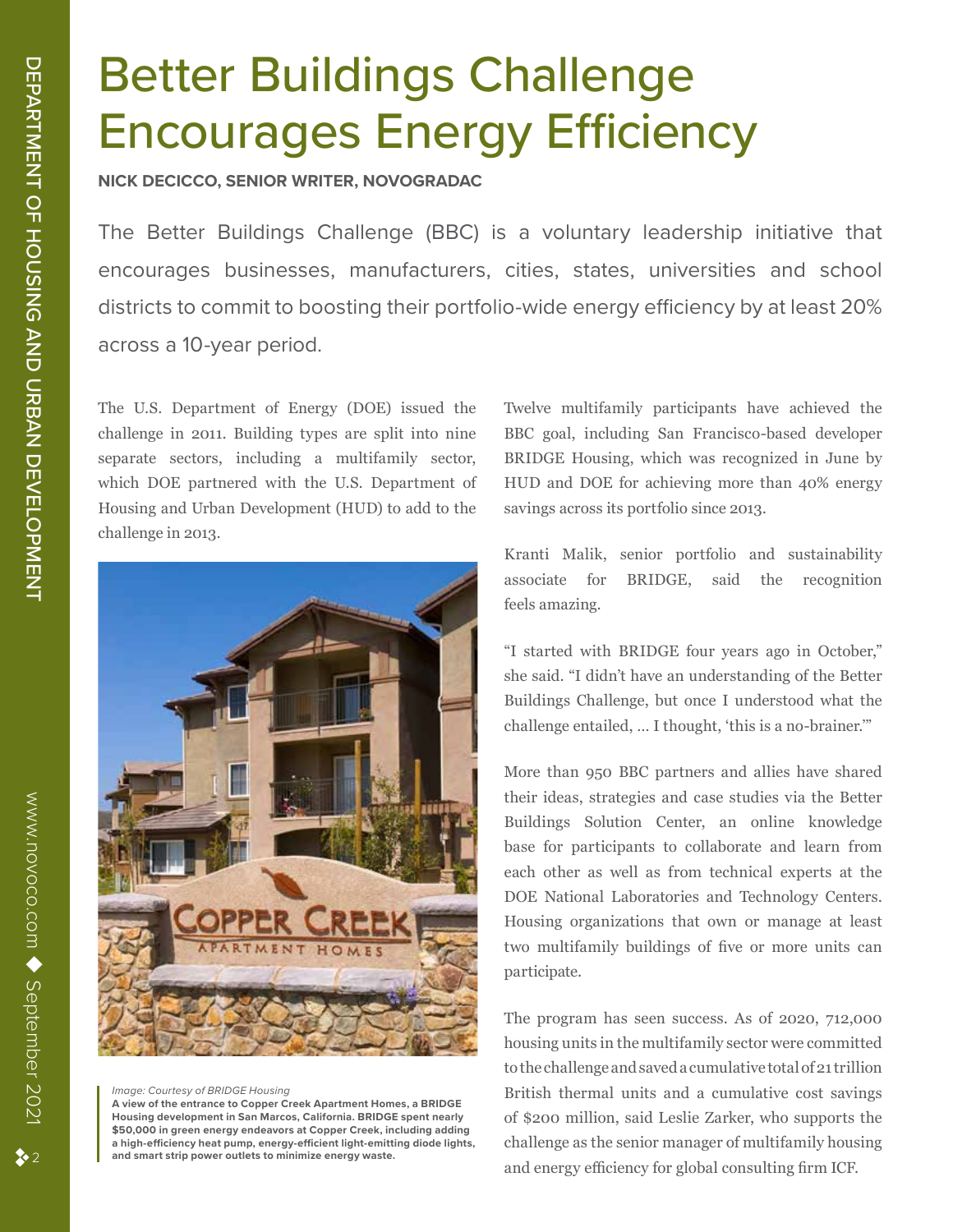# Better Buildings Challenge Encourages Energy Efficiency

**NICK DECICCO, SENIOR WRITER, NOVOGRADAC**

The Better Buildings Challenge (BBC) is a voluntary leadership initiative that encourages businesses, manufacturers, cities, states, universities and school districts to commit to boosting their portfolio-wide energy efficiency by at least 20% across a 10-year period.

The U.S. Department of Energy (DOE) issued the challenge in 2011. Building types are split into nine separate sectors, including a multifamily sector, which DOE partnered with the U.S. Department of Housing and Urban Development (HUD) to add to the challenge in 2013.

*Image: Courtesy of BRIDGE Housing*

**A view of the entrance to Copper Creek Apartment Homes, a BRIDGE Housing development in San Marcos, California. BRIDGE spent nearly $50,000 in green energy endeavors at Copper Creek, including adding a high-efficiency heat pump, energy-efficient light-emitting diode lights, and smart strip power outlets to minimize energy waste.**

Twelve multifamily participants have achieved the BBC goal, including San Francisco-based developer BRIDGE Housing, which was recognized in June by HUD and DOE for achieving more than 40% energy savings across its portfolio since 2013.

Kranti Malik, senior portfolio and sustainability associate for BRIDGE, said the recognition feels amazing.

"I started with BRIDGE four years ago in October," she said. "I didn't have an understanding of the Better Buildings Challenge, but once I understood what the challenge entailed, … I thought, 'this is a no-brainer.'"

More than 950 BBC partners and allies have shared their ideas, strategies and case studies via the Better Buildings Solution Center, an online knowledge base for participants to collaborate and learn from each other as well as from technical experts at the DOE National Laboratories and Technology Centers. Housing organizations that own or manage at least two multifamily buildings of five or more units can participate.

The program has seen success. As of 2020, 712,000 housing units in the multifamily sector were committed to the challenge and saved a cumulative total of 21 trillion British thermal units and a cumulative cost savings of $200 million, said Leslie Zarker, who supports the challenge as the senior manager of multifamily housing and energy efficiency for global consulting firm ICF.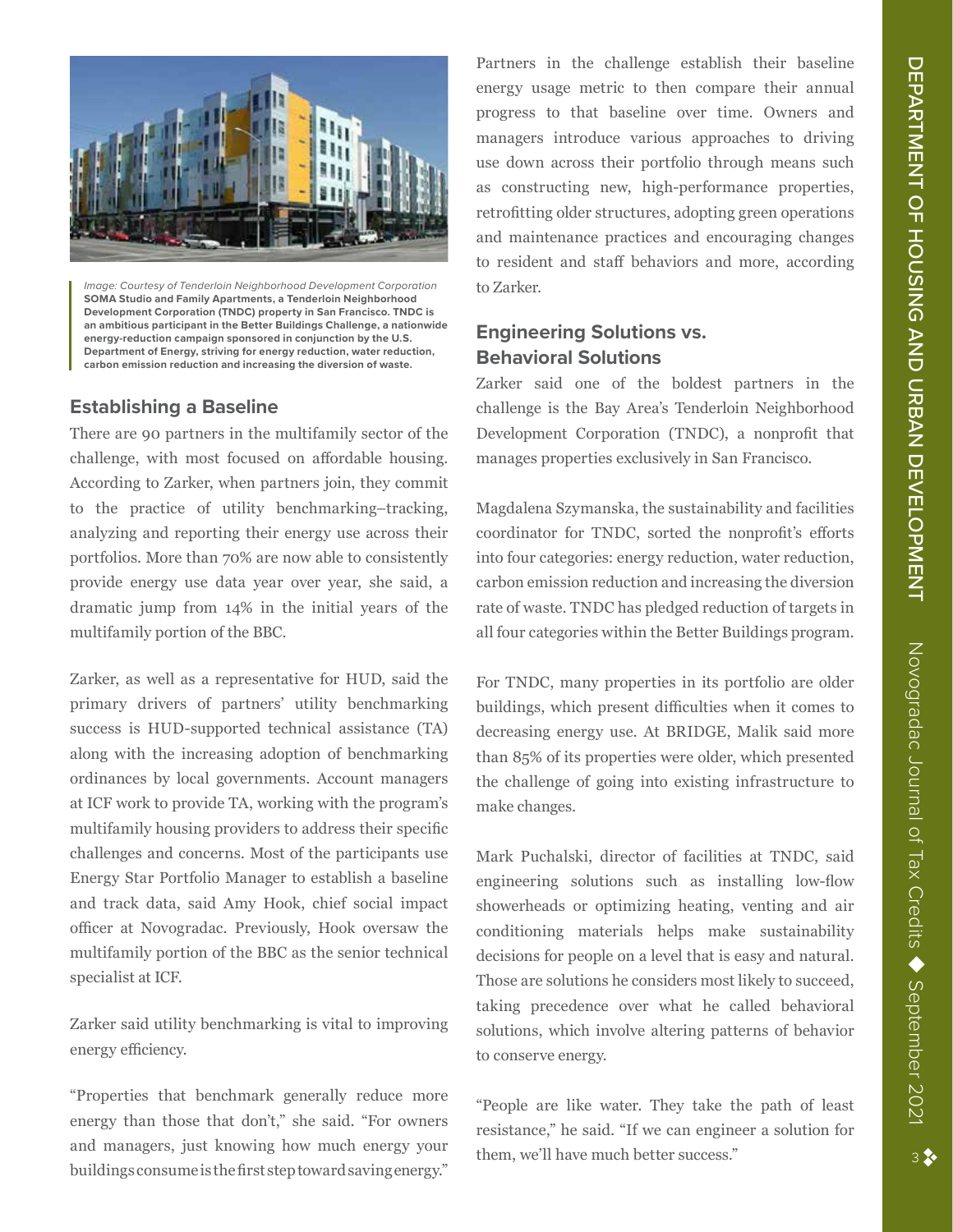*Image: Courtesy of Tenderloin Neighborhood Development Corporation*
**SOMA Studio and Family Apartments, a Tenderloin Neighborhood Development Corporation (TNDC) property in San Francisco. TNDC is an ambitious participant in the Better Buildings Challenge, a nationwide energy-reduction campaign sponsored in conjunction by the U.S. Department of Energy, striving for energy reduction, water reduction, carbon emission reduction and increasing the diversion of waste.**

## Establishing a Baseline

There are 90 partners in the multifamily sector of the challenge, with most focused on affordable housing. According to Zarker, when partners join, they commit to the practice of utility benchmarking–tracking, analyzing and reporting their energy use across their portfolios. More than 70% are now able to consistently provide energy use data year over year, she said, a dramatic jump from 14% in the initial years of the multifamily portion of the BBC.

Zarker, as well as a representative for HUD, said the primary drivers of partners' utility benchmarking success is HUD-supported technical assistance (TA) along with the increasing adoption of benchmarking ordinances by local governments. Account managers at ICF work to provide TA, working with the program's multifamily housing providers to address their specific challenges and concerns. Most of the participants use Energy Star Portfolio Manager to establish a baseline and track data, said Amy Hook, chief social impact officer at Novogradac. Previously, Hook oversaw the multifamily portion of the BBC as the senior technical specialist at ICF.

Zarker said utility benchmarking is vital to improving energy efficiency.

"Properties that benchmark generally reduce more energy than those that don't," she said. "For owners and managers, just knowing how much energy your buildings consume is the first step toward saving energy."

Partners in the challenge establish their baseline energy usage metric to then compare their annual progress to that baseline over time. Owners and managers introduce various approaches to driving use down across their portfolio through means such as constructing new, high-performance properties, retrofitting older structures, adopting green operations and maintenance practices and encouraging changes to resident and staff behaviors and more, according to Zarker.

## Engineering Solutions vs. Behavioral Solutions

Zarker said one of the boldest partners in the challenge is the Bay Area's Tenderloin Neighborhood Development Corporation (TNDC), a nonprofit that manages properties exclusively in San Francisco.

Magdalena Szymanska, the sustainability and facilities coordinator for TNDC, sorted the nonprofit's efforts into four categories: energy reduction, water reduction, carbon emission reduction and increasing the diversion rate of waste. TNDC has pledged reduction of targets in all four categories within the Better Buildings program.

For TNDC, many properties in its portfolio are older buildings, which present difficulties when it comes to decreasing energy use. At BRIDGE, Malik said more than 85% of its properties were older, which presented the challenge of going into existing infrastructure to make changes.

Mark Puchalski, director of facilities at TNDC, said engineering solutions such as installing low-flow showerheads or optimizing heating, venting and air conditioning materials helps make sustainability decisions for people on a level that is easy and natural. Those are solutions he considers most likely to succeed, taking precedence over what he called behavioral solutions, which involve altering patterns of behavior to conserve energy.

"People are like water. They take the path of least resistance," he said. "If we can engineer a solution for them, we'll have much better success."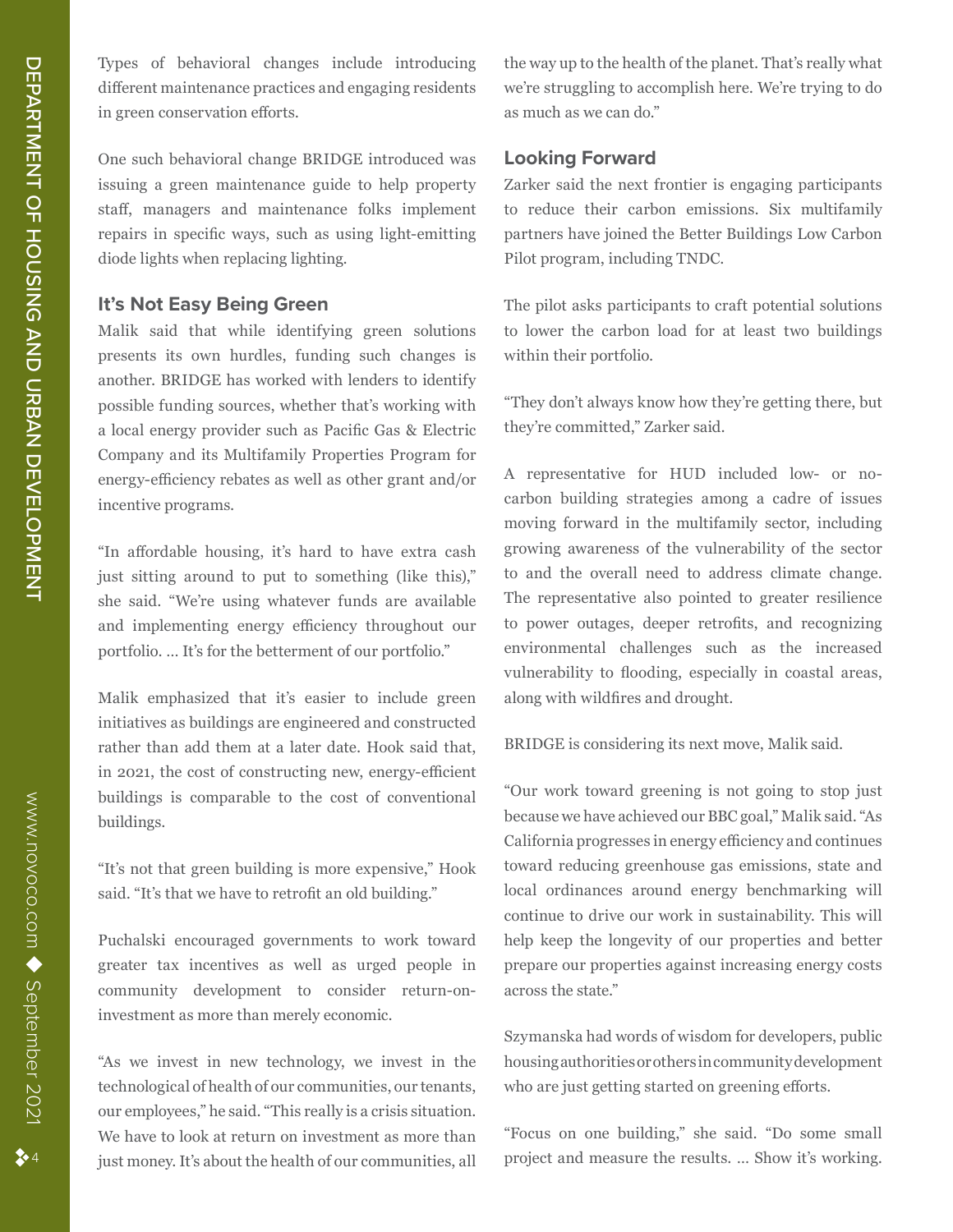Types of behavioral changes include introducing different maintenance practices and engaging residents in green conservation efforts.

One such behavioral change BRIDGE introduced was issuing a green maintenance guide to help property staff, managers and maintenance folks implement repairs in specific ways, such as using light-emitting diode lights when replacing lighting.

### It's Not Easy Being Green

Malik said that while identifying green solutions presents its own hurdles, funding such changes is another. BRIDGE has worked with lenders to identify possible funding sources, whether that's working with a local energy provider such as Pacific Gas & Electric Company and its Multifamily Properties Program for energy-efficiency rebates as well as other grant and/or incentive programs.

"In affordable housing, it's hard to have extra cash just sitting around to put to something (like this)," she said. "We're using whatever funds are available and implementing energy efficiency throughout our portfolio. … It's for the betterment of our portfolio."

Malik emphasized that it's easier to include green initiatives as buildings are engineered and constructed rather than add them at a later date. Hook said that, in 2021, the cost of constructing new, energy-efficient buildings is comparable to the cost of conventional buildings.

"It's not that green building is more expensive," Hook said. "It's that we have to retrofit an old building."

Puchalski encouraged governments to work toward greater tax incentives as well as urged people in community development to consider return-on-investment as more than merely economic.

"As we invest in new technology, we invest in the technological of health of our communities, our tenants, our employees," he said. "This really is a crisis situation. We have to look at return on investment as more than just money. It's about the health of our communities, all the way up to the health of the planet. That's really what we're struggling to accomplish here. We're trying to do as much as we can do."

### Looking Forward

Zarker said the next frontier is engaging participants to reduce their carbon emissions. Six multifamily partners have joined the Better Buildings Low Carbon Pilot program, including TNDC.

The pilot asks participants to craft potential solutions to lower the carbon load for at least two buildings within their portfolio.

"They don't always know how they're getting there, but they're committed," Zarker said.

A representative for HUD included low- or no-carbon building strategies among a cadre of issues moving forward in the multifamily sector, including growing awareness of the vulnerability of the sector to and the overall need to address climate change. The representative also pointed to greater resilience to power outages, deeper retrofits, and recognizing environmental challenges such as the increased vulnerability to flooding, especially in coastal areas, along with wildfires and drought.

BRIDGE is considering its next move, Malik said.

"Our work toward greening is not going to stop just because we have achieved our BBC goal," Malik said. "As California progresses in energy efficiency and continues toward reducing greenhouse gas emissions, state and local ordinances around energy benchmarking will continue to drive our work in sustainability. This will help keep the longevity of our properties and better prepare our properties against increasing energy costs across the state."

Szymanska had words of wisdom for developers, public housing authorities or others in community development who are just getting started on greening efforts.

"Focus on one building," she said. "Do some small project and measure the results. … Show it's working.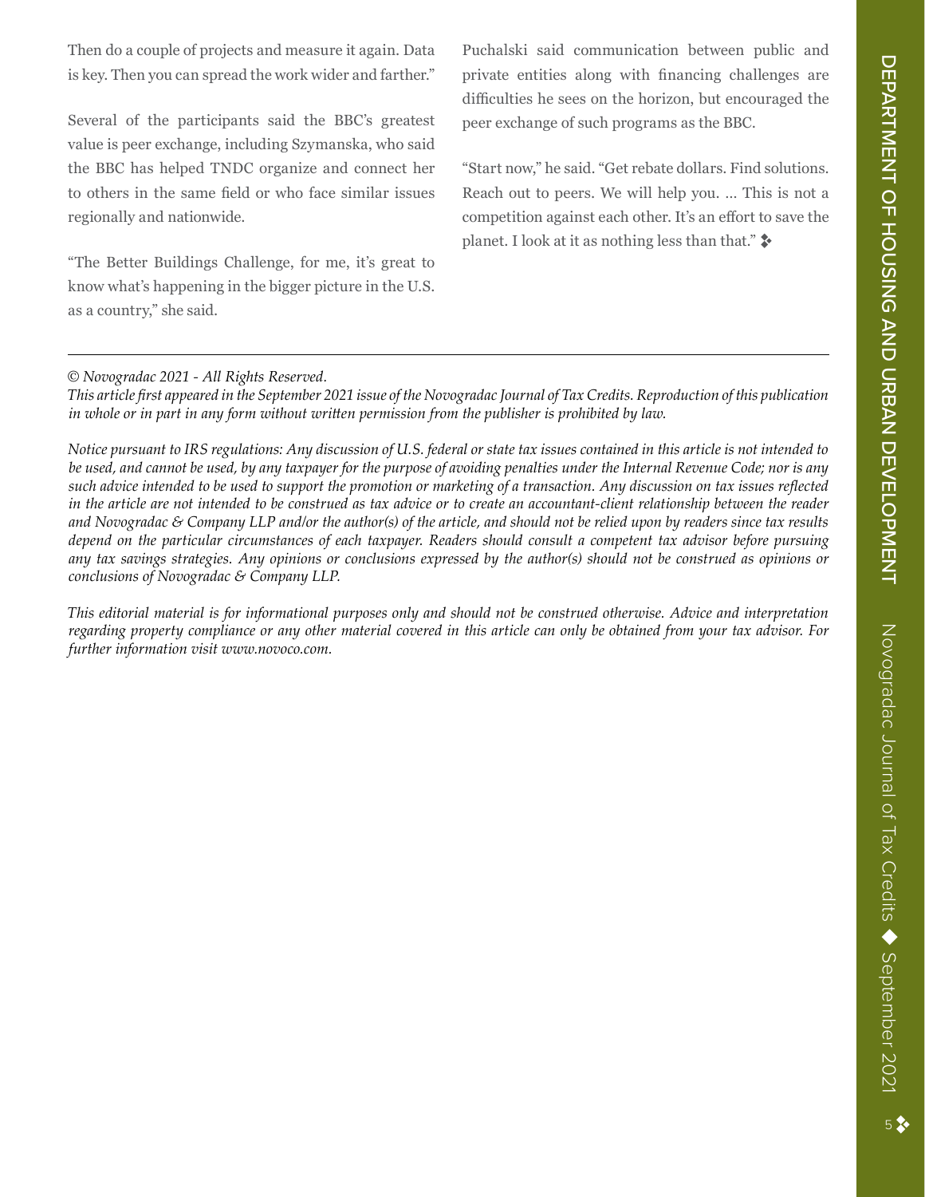Then do a couple of projects and measure it again. Data is key. Then you can spread the work wider and farther."

Several of the participants said the BBC's greatest value is peer exchange, including Szymanska, who said the BBC has helped TNDC organize and connect her to others in the same field or who face similar issues regionally and nationwide.

"The Better Buildings Challenge, for me, it's great to know what's happening in the bigger picture in the U.S. as a country," she said.

Puchalski said communication between public and private entities along with financing challenges are difficulties he sees on the horizon, but encouraged the peer exchange of such programs as the BBC.

"Start now," he said. "Get rebate dollars. Find solutions. Reach out to peers. We will help you. … This is not a competition against each other. It's an effort to save the planet. I look at it as nothing less than that." ❖

---

*© Novogradac 2021 - All Rights Reserved.*
*This article first appeared in the September 2021 issue of the Novogradac Journal of Tax Credits. Reproduction of this publication in whole or in part in any form without written permission from the publisher is prohibited by law.*

*Notice pursuant to IRS regulations: Any discussion of U.S. federal or state tax issues contained in this article is not intended to be used, and cannot be used, by any taxpayer for the purpose of avoiding penalties under the Internal Revenue Code; nor is any such advice intended to be used to support the promotion or marketing of a transaction. Any discussion on tax issues reflected in the article are not intended to be construed as tax advice or to create an accountant-client relationship between the reader and Novogradac & Company LLP and/or the author(s) of the article, and should not be relied upon by readers since tax results depend on the particular circumstances of each taxpayer. Readers should consult a competent tax advisor before pursuing any tax savings strategies. Any opinions or conclusions expressed by the author(s) should not be construed as opinions or conclusions of Novogradac & Company LLP.*

*This editorial material is for informational purposes only and should not be construed otherwise. Advice and interpretation regarding property compliance or any other material covered in this article can only be obtained from your tax advisor. For further information visit www.novoco.com.*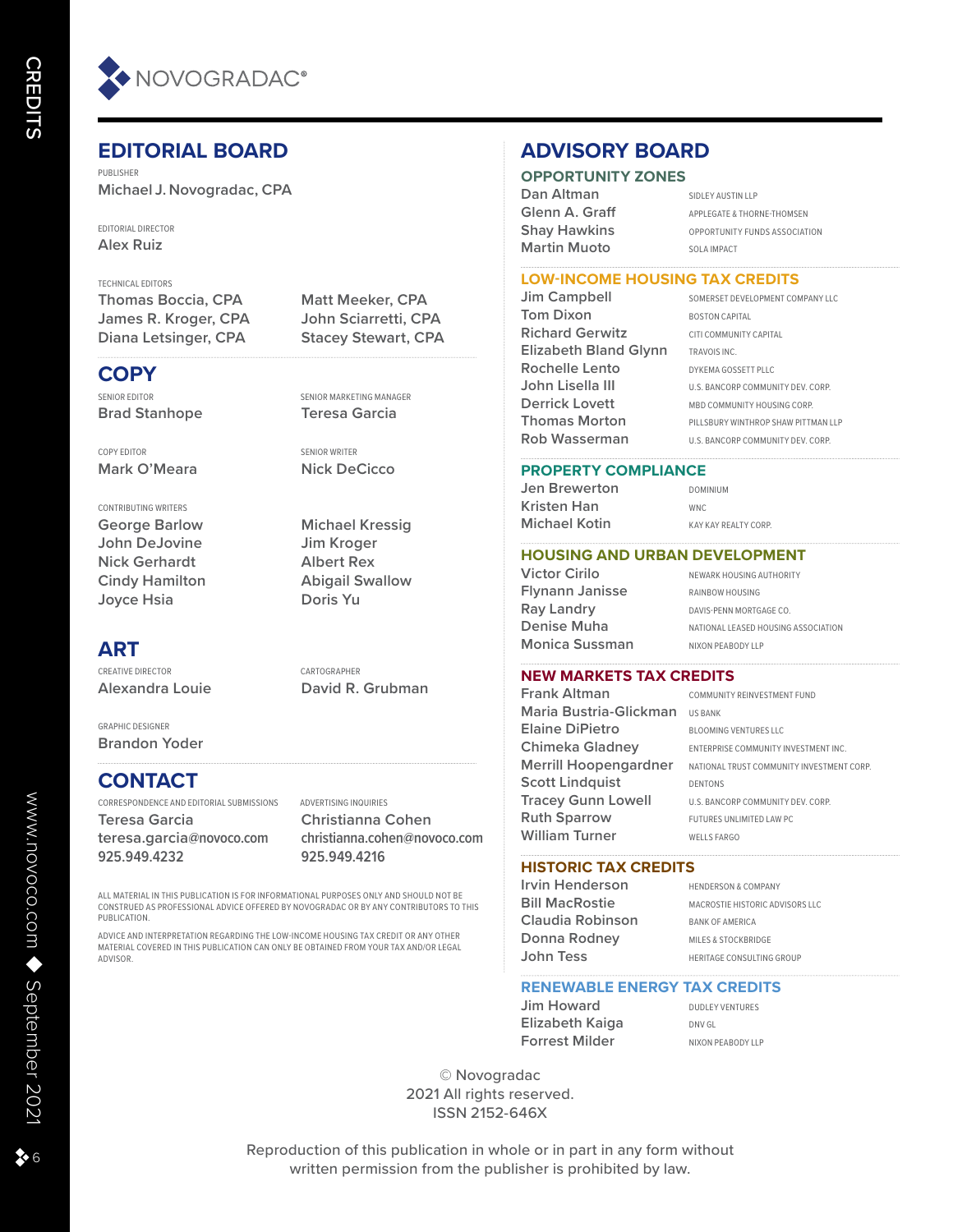NOVOGRADAC®

## EDITORIAL BOARD

PUBLISHER
Michael J. Novogradac, CPA

EDITORIAL DIRECTOR
Alex Ruiz

TECHNICAL EDITORS
Thomas Boccia, CPA
James R. Kroger, CPA
Diana Letsinger, CPA
Matt Meeker, CPA
John Sciarretti, CPA
Stacey Stewart, CPA

## COPY

SENIOR EDITOR
Brad Stanhope

SENIOR MARKETING MANAGER
Teresa Garcia

COPY EDITOR
Mark O'Meara

SENIOR WRITER
Nick DeCicco

CONTRIBUTING WRITERS
George Barlow
John DeJovine
Nick Gerhardt
Cindy Hamilton
Joyce Hsia
Michael Kressig
Jim Kroger
Albert Rex
Abigail Swallow
Doris Yu

## ART

CREATIVE DIRECTOR
Alexandra Louie

CARTOGRAPHER
David R. Grubman

GRAPHIC DESIGNER
Brandon Yoder

## CONTACT

CORRESPONDENCE AND EDITORIAL SUBMISSIONS
Teresa Garcia
teresa.garcia@novoco.com
925.949.4232

ADVERTISING INQUIRIES
Christianna Cohen
christianna.cohen@novoco.com
925.949.4216

ALL MATERIAL IN THIS PUBLICATION IS FOR INFORMATIONAL PURPOSES ONLY AND SHOULD NOT BE CONSTRUED AS PROFESSIONAL ADVICE OFFERED BY NOVOGRADAC OR BY ANY CONTRIBUTORS TO THIS PUBLICATION.

ADVICE AND INTERPRETATION REGARDING THE LOW-INCOME HOUSING TAX CREDIT OR ANY OTHER MATERIAL COVERED IN THIS PUBLICATION CAN ONLY BE OBTAINED FROM YOUR TAX AND/OR LEGAL ADVISOR.

## ADVISORY BOARD

### OPPORTUNITY ZONES

Dan Altman — SIDLEY AUSTIN LLP
Glenn A. Graff — APPLEGATE & THORNE-THOMSEN
Shay Hawkins — OPPORTUNITY FUNDS ASSOCIATION
Martin Muoto — SOLA IMPACT

### LOW-INCOME HOUSING TAX CREDITS

Jim Campbell — SOMERSET DEVELOPMENT COMPANY LLC
Tom Dixon — BOSTON CAPITAL
Richard Gerwitz — CITI COMMUNITY CAPITAL
Elizabeth Bland Glynn — TRAVOIS INC.
Rochelle Lento — DYKEMA GOSSETT PLLC
John Lisella III — U.S. BANCORP COMMUNITY DEV. CORP.
Derrick Lovett — MBD COMMUNITY HOUSING CORP.
Thomas Morton — PILLSBURY WINTHROP SHAW PITTMAN LLP
Rob Wasserman — U.S. BANCORP COMMUNITY DEV. CORP.

### PROPERTY COMPLIANCE

Jen Brewerton — DOMINIUM
Kristen Han — WNC
Michael Kotin — KAY KAY REALTY CORP.

### HOUSING AND URBAN DEVELOPMENT

Victor Cirilo — NEWARK HOUSING AUTHORITY
Flynann Janisse — RAINBOW HOUSING
Ray Landry — DAVIS-PENN MORTGAGE CO.
Denise Muha — NATIONAL LEASED HOUSING ASSOCIATION
Monica Sussman — NIXON PEABODY LLP

### NEW MARKETS TAX CREDITS

Frank Altman — COMMUNITY REINVESTMENT FUND
Maria Bustria-Glickman — US BANK
Elaine DiPietro — BLOOMING VENTURES LLC
Chimeka Gladney — ENTERPRISE COMMUNITY INVESTMENT INC.
Merrill Hoopengardner — NATIONAL TRUST COMMUNITY INVESTMENT CORP.
Scott Lindquist — DENTONS
Tracey Gunn Lowell — U.S. BANCORP COMMUNITY DEV. CORP.
Ruth Sparrow — FUTURES UNLIMITED LAW PC
William Turner — WELLS FARGO

### HISTORIC TAX CREDITS

Irvin Henderson — HENDERSON & COMPANY
Bill MacRostie — MACROSTIE HISTORIC ADVISORS LLC
Claudia Robinson — BANK OF AMERICA
Donna Rodney — MILES & STOCKBRIDGE
John Tess — HERITAGE CONSULTING GROUP

### RENEWABLE ENERGY TAX CREDITS

Jim Howard — DUDLEY VENTURES
Elizabeth Kaiga — DNV GL
Forrest Milder — NIXON PEABODY LLP

© Novogradac
2021 All rights reserved.
ISSN 2152-646X

Reproduction of this publication in whole or in part in any form without written permission from the publisher is prohibited by law.